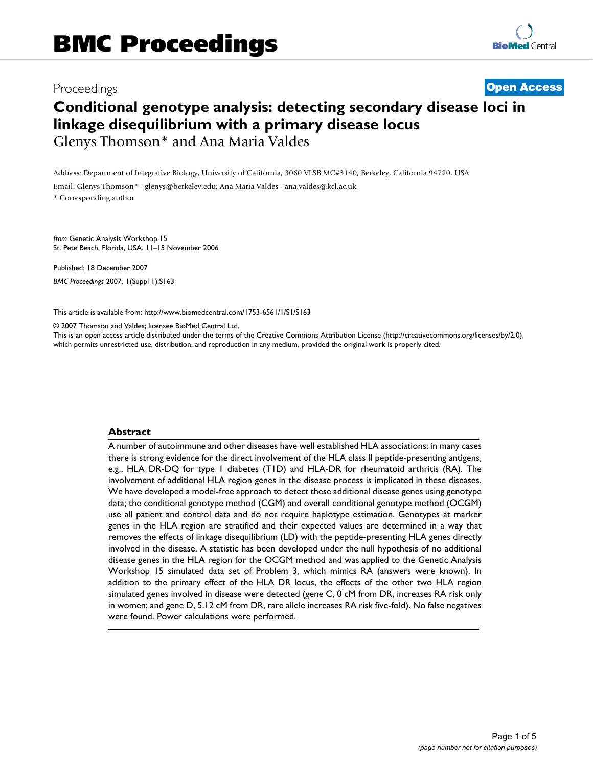# BMC Proceedings

Proceedings **Open Access**

# Conditional genotype analysis: detecting secondary disease loci in linkage disequilibrium with a primary disease locus

Glenys Thomson* and Ana Maria Valdes

Address: Department of Integrative Biology, University of California, 3060 VLSB MC#3140, Berkeley, California 94720, USA

Email: Glenys Thomson* - glenys@berkeley.edu; Ana Maria Valdes - ana.valdes@kcl.ac.uk

\* Corresponding author

*from* Genetic Analysis Workshop 15
St. Pete Beach, Florida, USA. 11–15 November 2006

Published: 18 December 2007

*BMC Proceedings* 2007, **1**(Suppl 1):S163

This article is available from: http://www.biomedcentral.com/1753-6561/1/S1/S163

© 2007 Thomson and Valdes; licensee BioMed Central Ltd.
This is an open access article distributed under the terms of the Creative Commons Attribution License (http://creativecommons.org/licenses/by/2.0), which permits unrestricted use, distribution, and reproduction in any medium, provided the original work is properly cited.

## Abstract

A number of autoimmune and other diseases have well established HLA associations; in many cases there is strong evidence for the direct involvement of the HLA class II peptide-presenting antigens, e.g., HLA DR-DQ for type 1 diabetes (T1D) and HLA-DR for rheumatoid arthritis (RA). The involvement of additional HLA region genes in the disease process is implicated in these diseases. We have developed a model-free approach to detect these additional disease genes using genotype data; the conditional genotype method (CGM) and overall conditional genotype method (OCGM) use all patient and control data and do not require haplotype estimation. Genotypes at marker genes in the HLA region are stratified and their expected values are determined in a way that removes the effects of linkage disequilibrium (LD) with the peptide-presenting HLA genes directly involved in the disease. A statistic has been developed under the null hypothesis of no additional disease genes in the HLA region for the OCGM method and was applied to the Genetic Analysis Workshop 15 simulated data set of Problem 3, which mimics RA (answers were known). In addition to the primary effect of the HLA DR locus, the effects of the other two HLA region simulated genes involved in disease were detected (gene C, 0 cM from DR, increases RA risk only in women; and gene D, 5.12 cM from DR, rare allele increases RA risk five-fold). No false negatives were found. Power calculations were performed.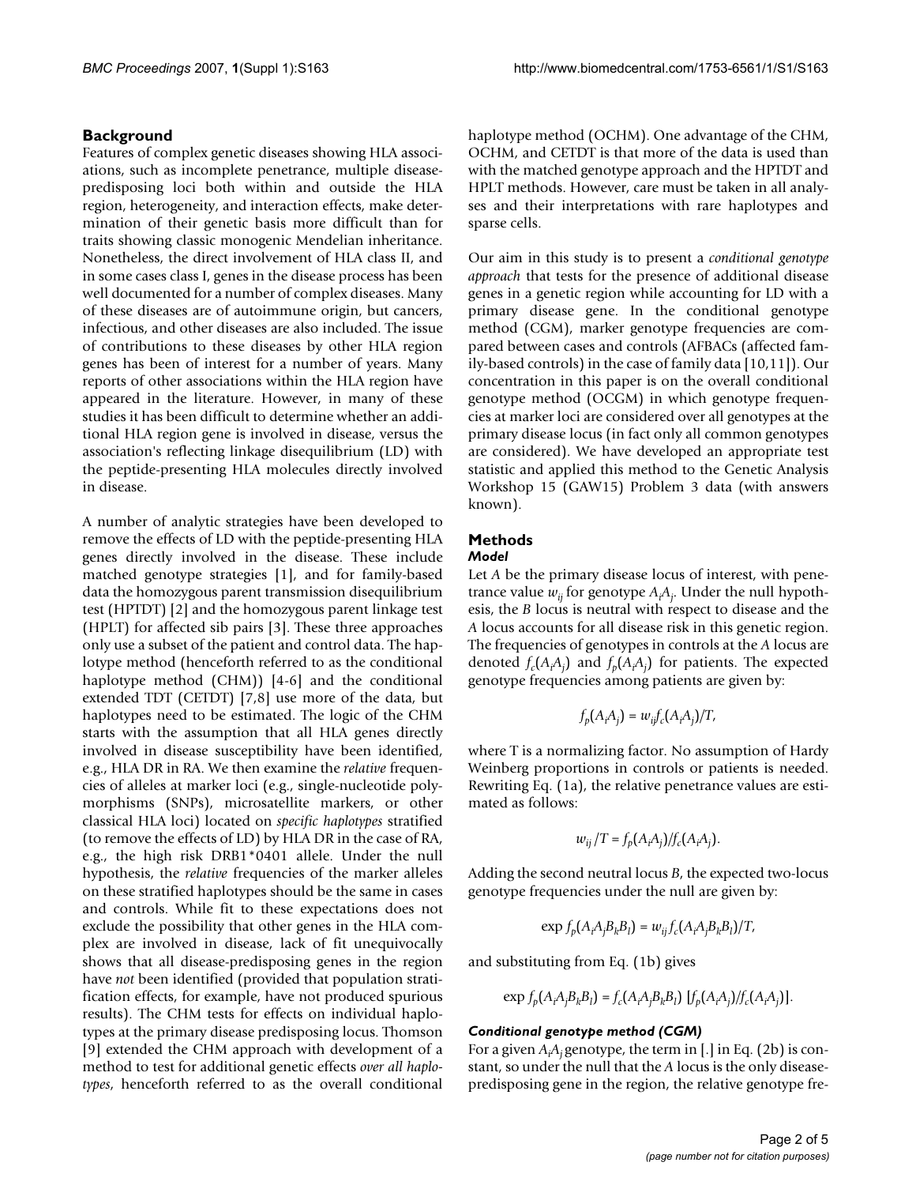## Background

Features of complex genetic diseases showing HLA associations, such as incomplete penetrance, multiple disease-predisposing loci both within and outside the HLA region, heterogeneity, and interaction effects, make determination of their genetic basis more difficult than for traits showing classic monogenic Mendelian inheritance. Nonetheless, the direct involvement of HLA class II, and in some cases class I, genes in the disease process has been well documented for a number of complex diseases. Many of these diseases are of autoimmune origin, but cancers, infectious, and other diseases are also included. The issue of contributions to these diseases by other HLA region genes has been of interest for a number of years. Many reports of other associations within the HLA region have appeared in the literature. However, in many of these studies it has been difficult to determine whether an additional HLA region gene is involved in disease, versus the association's reflecting linkage disequilibrium (LD) with the peptide-presenting HLA molecules directly involved in disease.

A number of analytic strategies have been developed to remove the effects of LD with the peptide-presenting HLA genes directly involved in the disease. These include matched genotype strategies [1], and for family-based data the homozygous parent transmission disequilibrium test (HPTDT) [2] and the homozygous parent linkage test (HPLT) for affected sib pairs [3]. These three approaches only use a subset of the patient and control data. The haplotype method (henceforth referred to as the conditional haplotype method (CHM)) [4-6] and the conditional extended TDT (CETDT) [7,8] use more of the data, but haplotypes need to be estimated. The logic of the CHM starts with the assumption that all HLA genes directly involved in disease susceptibility have been identified, e.g., HLA DR in RA. We then examine the *relative* frequencies of alleles at marker loci (e.g., single-nucleotide polymorphisms (SNPs), microsatellite markers, or other classical HLA loci) located on *specific haplotypes* stratified (to remove the effects of LD) by HLA DR in the case of RA, e.g., the high risk DRB1*0401 allele. Under the null hypothesis, the *relative* frequencies of the marker alleles on these stratified haplotypes should be the same in cases and controls. While fit to these expectations does not exclude the possibility that other genes in the HLA complex are involved in disease, lack of fit unequivocally shows that all disease-predisposing genes in the region have *not* been identified (provided that population stratification effects, for example, have not produced spurious results). The CHM tests for effects on individual haplotypes at the primary disease predisposing locus. Thomson [9] extended the CHM approach with development of a method to test for additional genetic effects *over all haplotypes*, henceforth referred to as the overall conditional haplotype method (OCHM). One advantage of the CHM, OCHM, and CETDT is that more of the data is used than with the matched genotype approach and the HPTDT and HPLT methods. However, care must be taken in all analyses and their interpretations with rare haplotypes and sparse cells.

Our aim in this study is to present a *conditional genotype approach* that tests for the presence of additional disease genes in a genetic region while accounting for LD with a primary disease gene. In the conditional genotype method (CGM), marker genotype frequencies are compared between cases and controls (AFBACs (affected family-based controls) in the case of family data [10,11]). Our concentration in this paper is on the overall conditional genotype method (OCGM) in which genotype frequencies at marker loci are considered over all genotypes at the primary disease locus (in fact only all common genotypes are considered). We have developed an appropriate test statistic and applied this method to the Genetic Analysis Workshop 15 (GAW15) Problem 3 data (with answers known).

## Methods

### *Model*

Let $A$ be the primary disease locus of interest, with penetrance value $w_{ij}$ for genotype $A_iA_j$. Under the null hypothesis, the $B$ locus is neutral with respect to disease and the $A$ locus accounts for all disease risk in this genetic region. The frequencies of genotypes in controls at the $A$ locus are denoted $f_c(A_iA_j)$ and $f_p(A_iA_j)$ for patients. The expected genotype frequencies among patients are given by:

$$f_p(A_iA_j) = w_{ij}f_c(A_iA_j)/T,$$

where T is a normalizing factor. No assumption of Hardy Weinberg proportions in controls or patients is needed. Rewriting Eq. (1a), the relative penetrance values are estimated as follows:

$$w_{ij}/T = f_p(A_iA_j)/f_c(A_iA_j).$$

Adding the second neutral locus $B$, the expected two-locus genotype frequencies under the null are given by:

$$\exp f_p(A_iA_jB_kB_l) = w_{ij}f_c(A_iA_jB_kB_l)/T,$$

and substituting from Eq. (1b) gives

$$\exp f_p(A_iA_jB_kB_l) = f_c(A_iA_jB_kB_l)\ [f_p(A_iA_j)/f_c(A_iA_j)].$$

### *Conditional genotype method (CGM)*

For a given $A_iA_j$ genotype, the term in [.] in Eq. (2b) is constant, so under the null that the $A$ locus is the only disease-predisposing gene in the region, the relative genotype fre-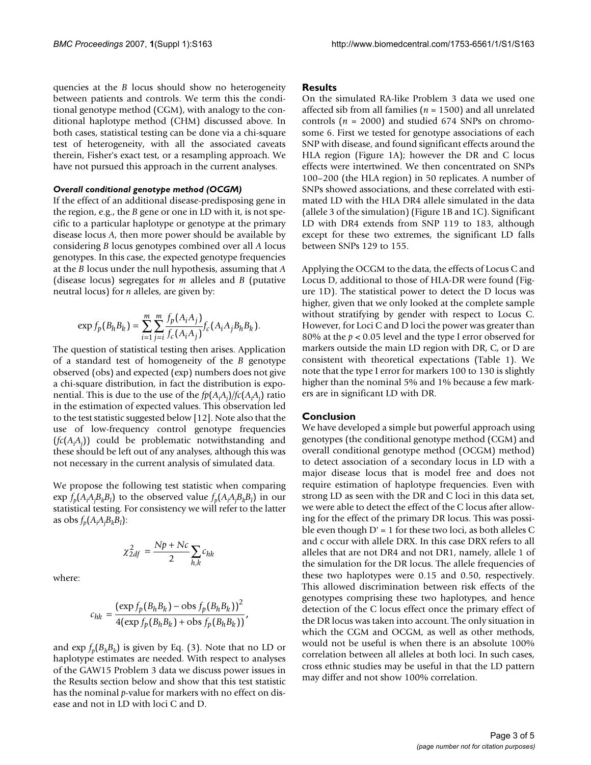quencies at the *B* locus should show no heterogeneity between patients and controls. We term this the conditional genotype method (CGM), with analogy to the conditional haplotype method (CHM) discussed above. In both cases, statistical testing can be done via a chi-square test of heterogeneity, with all the associated caveats therein, Fisher's exact test, or a resampling approach. We have not pursued this approach in the current analyses.

### *Overall conditional genotype method (OCGM)*

If the effect of an additional disease-predisposing gene in the region, e.g., the *B* gene or one in LD with it, is not specific to a particular haplotype or genotype at the primary disease locus *A*, then more power should be available by considering *B* locus genotypes combined over all *A* locus genotypes. In this case, the expected genotype frequencies at the *B* locus under the null hypothesis, assuming that *A* (disease locus) segregates for *m* alleles and *B* (putative neutral locus) for *n* alleles, are given by:

$$\exp f_p(B_h B_k) = \sum_{i=1}^{m} \sum_{j=i}^{m} \frac{f_p(A_i A_j)}{f_c(A_i A_j)} f_c(A_i A_j B_h B_k).$$

The question of statistical testing then arises. Application of a standard test of homogeneity of the *B* genotype observed (obs) and expected (exp) numbers does not give a chi-square distribution, in fact the distribution is exponential. This is due to the use of the $fp(A_iA_j)/fc(A_iA_j)$ ratio in the estimation of expected values. This observation led to the test statistic suggested below [12]. Note also that the use of low-frequency control genotype frequencies ($fc(A_iA_j)$) could be problematic notwithstanding and these should be left out of any analyses, although this was not necessary in the current analysis of simulated data.

We propose the following test statistic when comparing $\exp f_p(A_iA_jB_kB_l)$ to the observed value $f_p(A_iA_jB_kB_l)$ in our statistical testing. For consistency we will refer to the latter as obs $f_p(A_iA_jB_kB_l)$:

$$\chi^2_{2df} = \frac{Np + Nc}{2} \sum_{h,k} c_{hk}$$

where:

$$c_{hk} = \frac{(\exp f_p(B_h B_k) - \text{obs } f_p(B_h B_k))^2}{4(\exp f_p(B_h B_k) + \text{obs } f_p(B_h B_k))},$$

and $\exp f_p(B_hB_k)$ is given by Eq. (3). Note that no LD or haplotype estimates are needed. With respect to analyses of the GAW15 Problem 3 data we discuss power issues in the Results section below and show that this test statistic has the nominal *p*-value for markers with no effect on disease and not in LD with loci C and D.

## Results

On the simulated RA-like Problem 3 data we used one affected sib from all families ($n$ = 1500) and all unrelated controls ($n$ = 2000) and studied 674 SNPs on chromosome 6. First we tested for genotype associations of each SNP with disease, and found significant effects around the HLA region (Figure 1A); however the DR and C locus effects were intertwined. We then concentrated on SNPs 100–200 (the HLA region) in 50 replicates. A number of SNPs showed associations, and these correlated with estimated LD with the HLA DR4 allele simulated in the data (allele 3 of the simulation) (Figure 1B and 1C). Significant LD with DR4 extends from SNP 119 to 183, although except for these two extremes, the significant LD falls between SNPs 129 to 155.

Applying the OCGM to the data, the effects of Locus C and Locus D, additional to those of HLA-DR were found (Figure 1D). The statistical power to detect the D locus was higher, given that we only looked at the complete sample without stratifying by gender with respect to Locus C. However, for Loci C and D loci the power was greater than 80% at the $p < 0.05$ level and the type I error observed for markers outside the main LD region with DR, C, or D are consistent with theoretical expectations (Table 1). We note that the type I error for markers 100 to 130 is slightly higher than the nominal 5% and 1% because a few markers are in significant LD with DR.

## Conclusion

We have developed a simple but powerful approach using genotypes (the conditional genotype method (CGM) and overall conditional genotype method (OCGM) method) to detect association of a secondary locus in LD with a major disease locus that is model free and does not require estimation of haplotype frequencies. Even with strong LD as seen with the DR and C loci in this data set, we were able to detect the effect of the C locus after allowing for the effect of the primary DR locus. This was possible even though D' = 1 for these two loci, as both alleles C and c occur with allele DRX. In this case DRX refers to all alleles that are not DR4 and not DR1, namely, allele 1 of the simulation for the DR locus. The allele frequencies of these two haplotypes were 0.15 and 0.50, respectively. This allowed discrimination between risk effects of the genotypes comprising these two haplotypes, and hence detection of the C locus effect once the primary effect of the DR locus was taken into account. The only situation in which the CGM and OCGM, as well as other methods, would not be useful is when there is an absolute 100% correlation between all alleles at both loci. In such cases, cross ethnic studies may be useful in that the LD pattern may differ and not show 100% correlation.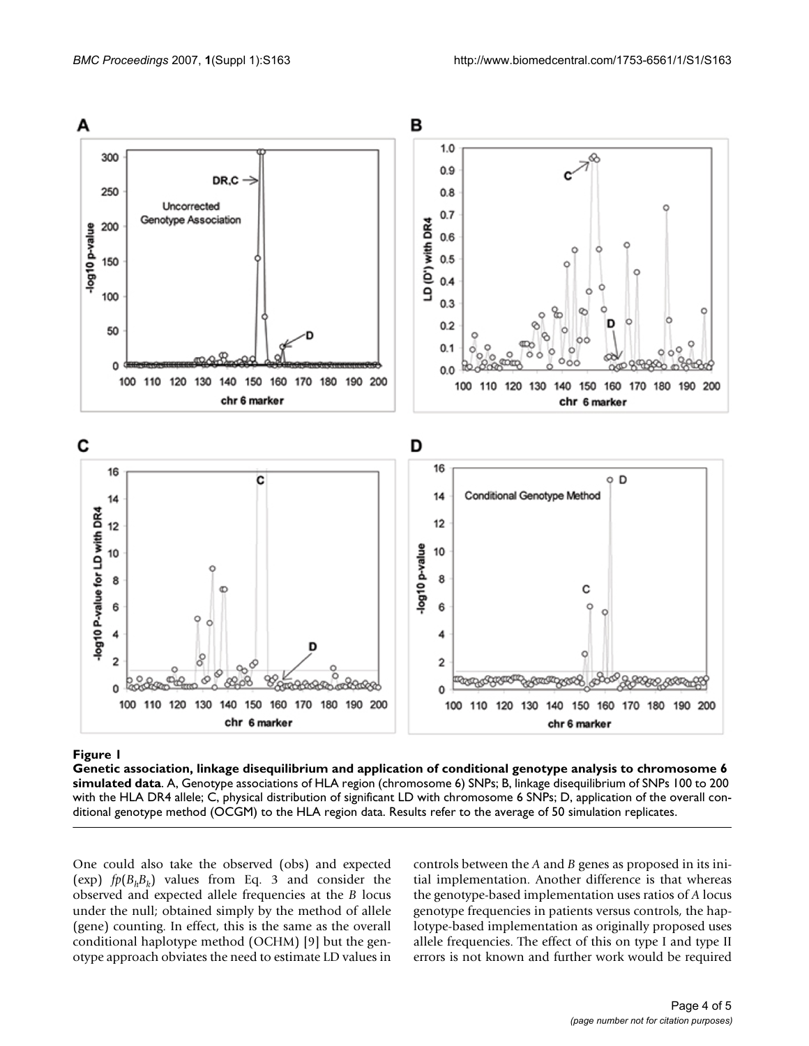**Figure 1**

**Genetic association, linkage disequilibrium and application of conditional genotype analysis to chromosome 6 simulated data**. A, Genotype associations of HLA region (chromosome 6) SNPs; B, linkage disequilibrium of SNPs 100 to 200 with the HLA DR4 allele; C, physical distribution of significant LD with chromosome 6 SNPs; D, application of the overall conditional genotype method (OCGM) to the HLA region data. Results refer to the average of 50 simulation replicates.

One could also take the observed (obs) and expected (exp) $fp(B_hB_k)$ values from Eq. 3 and consider the observed and expected allele frequencies at the *B* locus under the null; obtained simply by the method of allele (gene) counting. In effect, this is the same as the overall conditional haplotype method (OCHM) [9] but the genotype approach obviates the need to estimate LD values in controls between the *A* and *B* genes as proposed in its initial implementation. Another difference is that whereas the genotype-based implementation uses ratios of *A* locus genotype frequencies in patients versus controls, the haplotype-based implementation as originally proposed uses allele frequencies. The effect of this on type I and type II errors is not known and further work would be required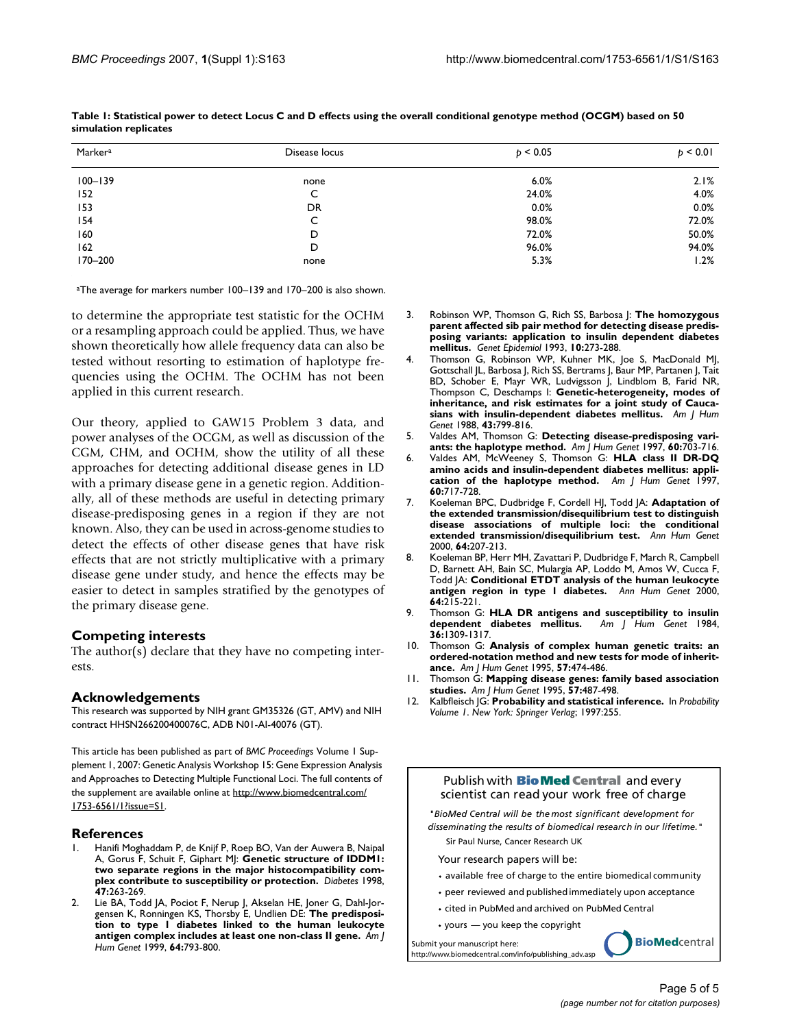**Table 1: Statistical power to detect Locus C and D effects using the overall conditional genotype method (OCGM) based on 50 simulation replicates**

| Marker[a] | Disease locus | $p < 0.05$ | $p < 0.01$ |
|---|---|---|---|
| 100–139 | none | 6.0% | 2.1% |
| 152 | C | 24.0% | 4.0% |
| 153 | DR | 0.0% | 0.0% |
| 154 | C | 98.0% | 72.0% |
| 160 | D | 72.0% | 50.0% |
| 162 | D | 96.0% | 94.0% |
| 170–200 | none | 5.3% | 1.2% |

[a]The average for markers number 100–139 and 170–200 is also shown.

to determine the appropriate test statistic for the OCHM or a resampling approach could be applied. Thus, we have shown theoretically how allele frequency data can also be tested without resorting to estimation of haplotype frequencies using the OCHM. The OCHM has not been applied in this current research.

Our theory, applied to GAW15 Problem 3 data, and power analyses of the OCGM, as well as discussion of the CGM, CHM, and OCHM, show the utility of all these approaches for detecting additional disease genes in LD with a primary disease gene in a genetic region. Additionally, all of these methods are useful in detecting primary disease-predisposing genes in a region if they are not known. Also, they can be used in across-genome studies to detect the effects of other disease genes that have risk effects that are not strictly multiplicative with a primary disease gene under study, and hence the effects may be easier to detect in samples stratified by the genotypes of the primary disease gene.

## Competing interests

The author(s) declare that they have no competing interests.

## Acknowledgements

This research was supported by NIH grant GM35326 (GT, AMV) and NIH contract HHSN266200400076C, ADB N01-AI-40076 (GT).

This article has been published as part of *BMC Proceedings* Volume 1 Supplement 1, 2007: Genetic Analysis Workshop 15: Gene Expression Analysis and Approaches to Detecting Multiple Functional Loci. The full contents of the supplement are available online at http://www.biomedcentral.com/1753-6561/1?issue=S1.

## References

1. Hanifi Moghaddam P, de Knijf P, Roep BO, Van der Auwera B, Naipal A, Gorus F, Schuit F, Giphart MJ: **Genetic structure of IDDM1: two separate regions in the major histocompatibility complex contribute to susceptibility or protection.** *Diabetes* 1998, **47:**263-269.
2. Lie BA, Todd JA, Pociot F, Nerup J, Akselan HE, Joner G, Dahl-Jorgensen K, Ronningen KS, Thorsby E, Undlien DE: **The predisposition to type I diabetes linked to the human leukocyte antigen complex includes at least one non-class II gene.** *Am J Hum Genet* 1999, **64:**793-800.
3. Robinson WP, Thomson G, Rich SS, Barbosa J: **The homozygous parent affected sib pair method for detecting disease predisposing variants: application to insulin dependent diabetes mellitus.** *Genet Epidemiol* 1993, **10:**273-288.
4. Thomson G, Robinson WP, Kuhner MK, Joe S, MacDonald MJ, Gottschall JL, Barbosa J, Rich SS, Bertrams J, Baur MP, Partanen J, Tait BD, Schober E, Mayr WR, Ludvigsson J, Lindblom B, Farid NR, Thompson C, Deschamps I: **Genetic-heterogeneity, modes of inheritance, and risk estimates for a joint study of Caucasians with insulin-dependent diabetes mellitus.** *Am J Hum Genet* 1988, **43:**799-816.
5. Valdes AM, Thomson G: **Detecting disease-predisposing variants: the haplotype method.** *Am J Hum Genet* 1997, **60:**703-716.
6. Valdes AM, McWeeney S, Thomson G: **HLA class II DR-DQ amino acids and insulin-dependent diabetes mellitus: application of the haplotype method.** *Am J Hum Genet* 1997, **60:**717-728.
7. Koeleman BPC, Dudbridge F, Cordell HJ, Todd JA: **Adaptation of the extended transmission/disequilibrium test to distinguish disease associations of multiple loci: the conditional extended transmission/disequilibrium test.** *Ann Hum Genet* 2000, **64:**207-213.
8. Koeleman BP, Herr MH, Zavattari P, Dudbridge F, March R, Campbell D, Barnett AH, Bain SC, Mulargia AP, Loddo M, Amos W, Cucca F, Todd JA: **Conditional ETDT analysis of the human leukocyte antigen region in type I diabetes.** *Ann Hum Genet* 2000, **64:**215-221.
9. Thomson G: **HLA DR antigens and susceptibility to insulin dependent diabetes mellitus.** *Am J Hum Genet* 1984, **36:**1309-1317.
10. Thomson G: **Analysis of complex human genetic traits: an ordered-notation method and new tests for mode of inheritance.** *Am J Hum Genet* 1995, **57:**474-486.
11. Thomson G: **Mapping disease genes: family based association studies.** *Am J Hum Genet* 1995, **57:**487-498.
12. Kalbfleisch JG: **Probability and statistical inference.** In *Probability Volume 1*. New York: Springer Verlag; 1997:255.

Publish with **BioMed Central** and every scientist can read your work free of charge

*"BioMed Central will be the most significant development for disseminating the results of biomedical research in our lifetime."*

Sir Paul Nurse, Cancer Research UK

Your research papers will be:

- available free of charge to the entire biomedical community
- peer reviewed and published immediately upon acceptance
- cited in PubMed and archived on PubMed Central
- yours — you keep the copyright

Submit your manuscript here:
http://www.biomedcentral.com/info/publishing_adv.asp

BioMedcentral